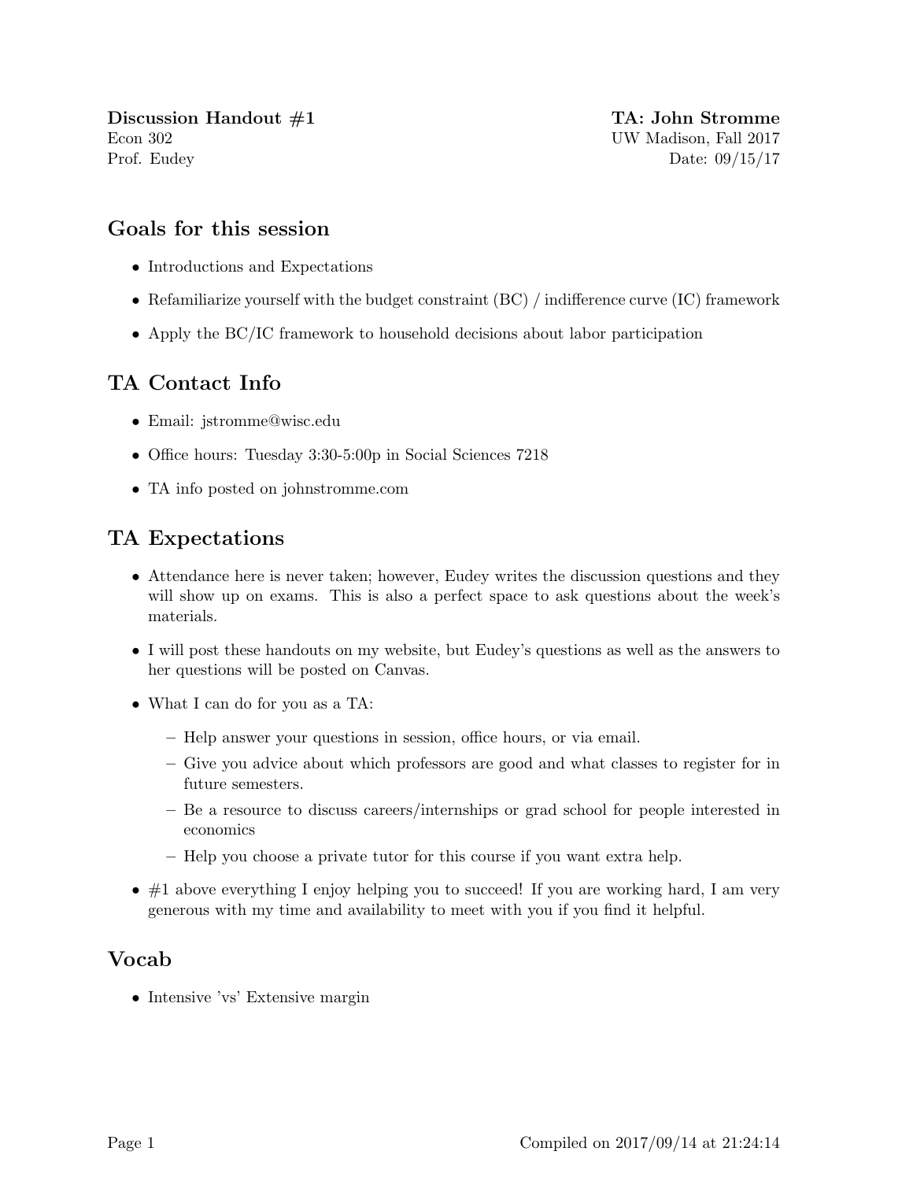**Discussion Handout #1** | **TA: John Stromme**
Econ 302 | UW Madison, Fall 2017
Prof. Eudey | Date: 09/15/17

## Goals for this session

- Introductions and Expectations
- Refamiliarize yourself with the budget constraint (BC) / indifference curve (IC) framework
- Apply the BC/IC framework to household decisions about labor participation

## TA Contact Info

- Email: jstromme@wisc.edu
- Office hours: Tuesday 3:30-5:00p in Social Sciences 7218
- TA info posted on johnstromme.com

## TA Expectations

- Attendance here is never taken; however, Eudey writes the discussion questions and they will show up on exams. This is also a perfect space to ask questions about the week's materials.
- I will post these handouts on my website, but Eudey's questions as well as the answers to her questions will be posted on Canvas.
- What I can do for you as a TA:
  - Help answer your questions in session, office hours, or via email.
  - Give you advice about which professors are good and what classes to register for in future semesters.
  - Be a resource to discuss careers/internships or grad school for people interested in economics
  - Help you choose a private tutor for this course if you want extra help.
- #1 above everything I enjoy helping you to succeed! If you are working hard, I am very generous with my time and availability to meet with you if you find it helpful.

## Vocab

- Intensive 'vs' Extensive margin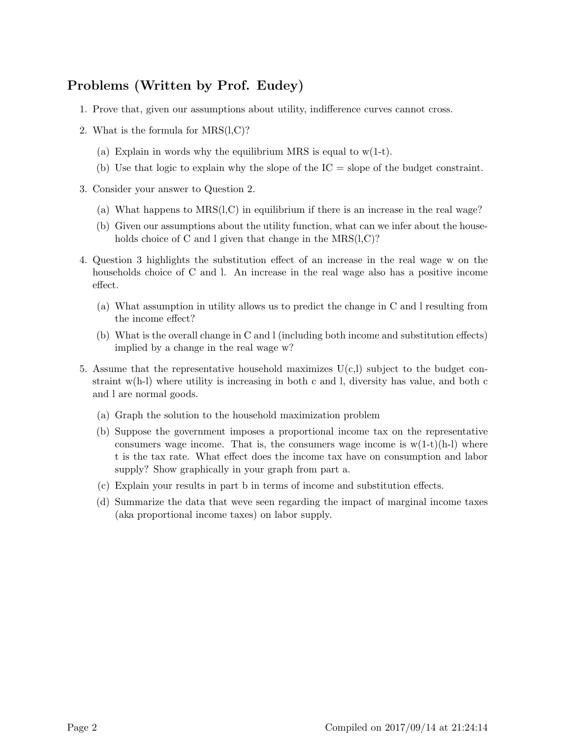## Problems (Written by Prof. Eudey)

1. Prove that, given our assumptions about utility, indifference curves cannot cross.
2. What is the formula for MRS(l,C)?
   (a) Explain in words why the equilibrium MRS is equal to w(1-t).
   (b) Use that logic to explain why the slope of the IC = slope of the budget constraint.
3. Consider your answer to Question 2.
   (a) What happens to MRS(l,C) in equilibrium if there is an increase in the real wage?
   (b) Given our assumptions about the utility function, what can we infer about the households choice of C and l given that change in the MRS(l,C)?
4. Question 3 highlights the substitution effect of an increase in the real wage w on the households choice of C and l. An increase in the real wage also has a positive income effect.
   (a) What assumption in utility allows us to predict the change in C and l resulting from the income effect?
   (b) What is the overall change in C and l (including both income and substitution effects) implied by a change in the real wage w?
5. Assume that the representative household maximizes U(c,l) subject to the budget constraint w(h-l) where utility is increasing in both c and l, diversity has value, and both c and l are normal goods.
   (a) Graph the solution to the household maximization problem
   (b) Suppose the government imposes a proportional income tax on the representative consumers wage income. That is, the consumers wage income is w(1-t)(h-l) where t is the tax rate. What effect does the income tax have on consumption and labor supply? Show graphically in your graph from part a.
   (c) Explain your results in part b in terms of income and substitution effects.
   (d) Summarize the data that weve seen regarding the impact of marginal income taxes (aka proportional income taxes) on labor supply.